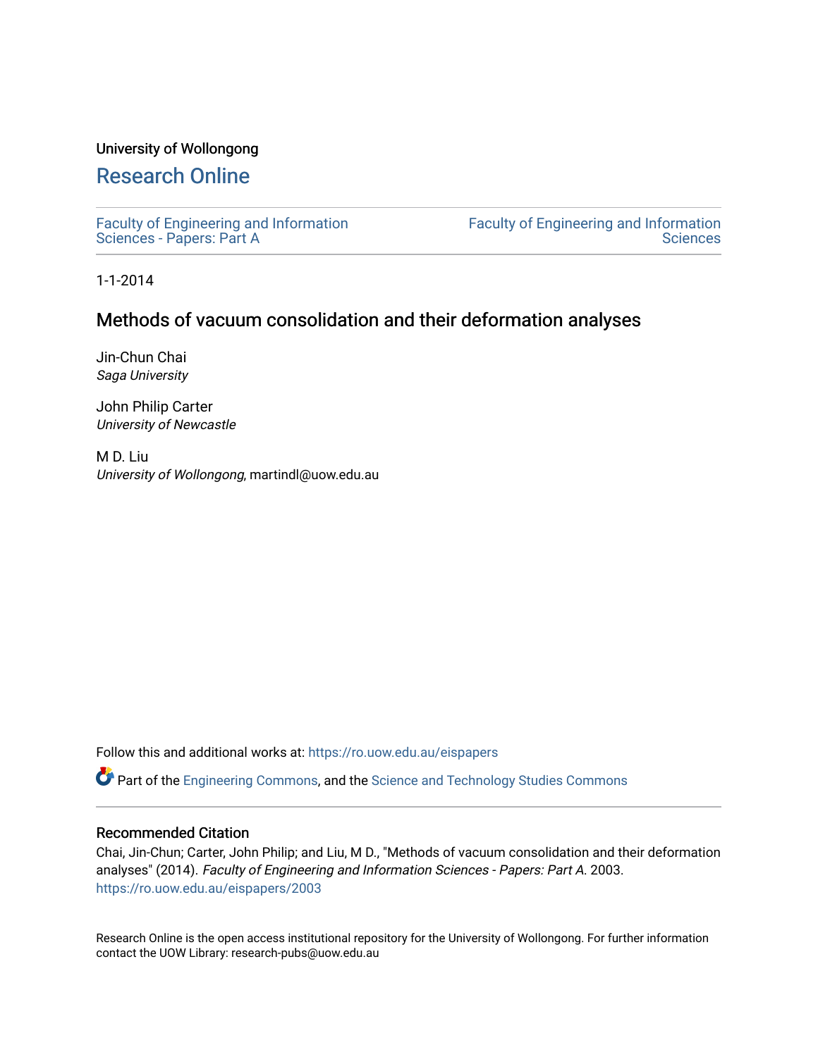University of Wollongong

# Research Online

Faculty of Engineering and Information Sciences - Papers: Part A

Faculty of Engineering and Information Sciences

1-1-2014

## Methods of vacuum consolidation and their deformation analyses

Jin-Chun Chai
*Saga University*

John Philip Carter
*University of Newcastle*

M D. Liu
*University of Wollongong*, martindl@uow.edu.au

Follow this and additional works at: https://ro.uow.edu.au/eispapers

Part of the Engineering Commons, and the Science and Technology Studies Commons

### Recommended Citation

Chai, Jin-Chun; Carter, John Philip; and Liu, M D., "Methods of vacuum consolidation and their deformation analyses" (2014). *Faculty of Engineering and Information Sciences - Papers: Part A*. 2003.
https://ro.uow.edu.au/eispapers/2003

Research Online is the open access institutional repository for the University of Wollongong. For further information contact the UOW Library: research-pubs@uow.edu.au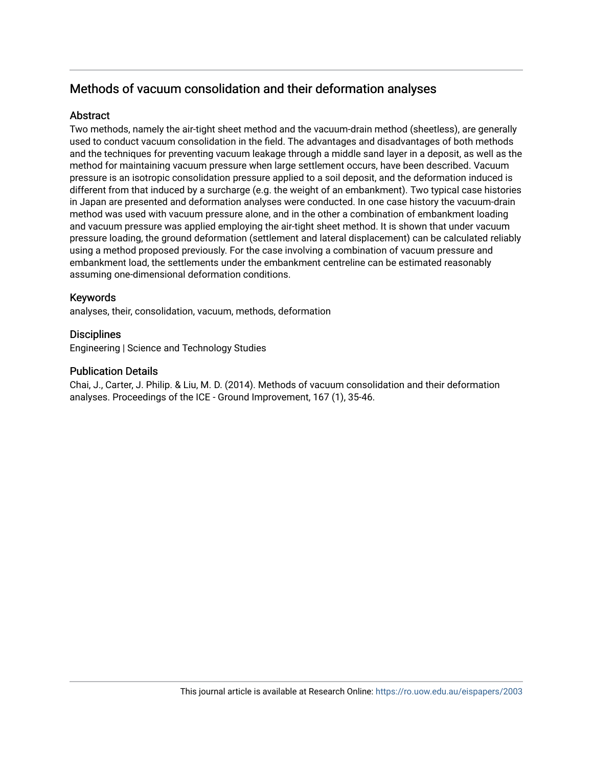# Methods of vacuum consolidation and their deformation analyses

## Abstract

Two methods, namely the air-tight sheet method and the vacuum-drain method (sheetless), are generally used to conduct vacuum consolidation in the field. The advantages and disadvantages of both methods and the techniques for preventing vacuum leakage through a middle sand layer in a deposit, as well as the method for maintaining vacuum pressure when large settlement occurs, have been described. Vacuum pressure is an isotropic consolidation pressure applied to a soil deposit, and the deformation induced is different from that induced by a surcharge (e.g. the weight of an embankment). Two typical case histories in Japan are presented and deformation analyses were conducted. In one case history the vacuum-drain method was used with vacuum pressure alone, and in the other a combination of embankment loading and vacuum pressure was applied employing the air-tight sheet method. It is shown that under vacuum pressure loading, the ground deformation (settlement and lateral displacement) can be calculated reliably using a method proposed previously. For the case involving a combination of vacuum pressure and embankment load, the settlements under the embankment centreline can be estimated reasonably assuming one-dimensional deformation conditions.

## Keywords

analyses, their, consolidation, vacuum, methods, deformation

## Disciplines

Engineering | Science and Technology Studies

## Publication Details

Chai, J., Carter, J. Philip. & Liu, M. D. (2014). Methods of vacuum consolidation and their deformation analyses. Proceedings of the ICE - Ground Improvement, 167 (1), 35-46.

This journal article is available at Research Online: https://ro.uow.edu.au/eispapers/2003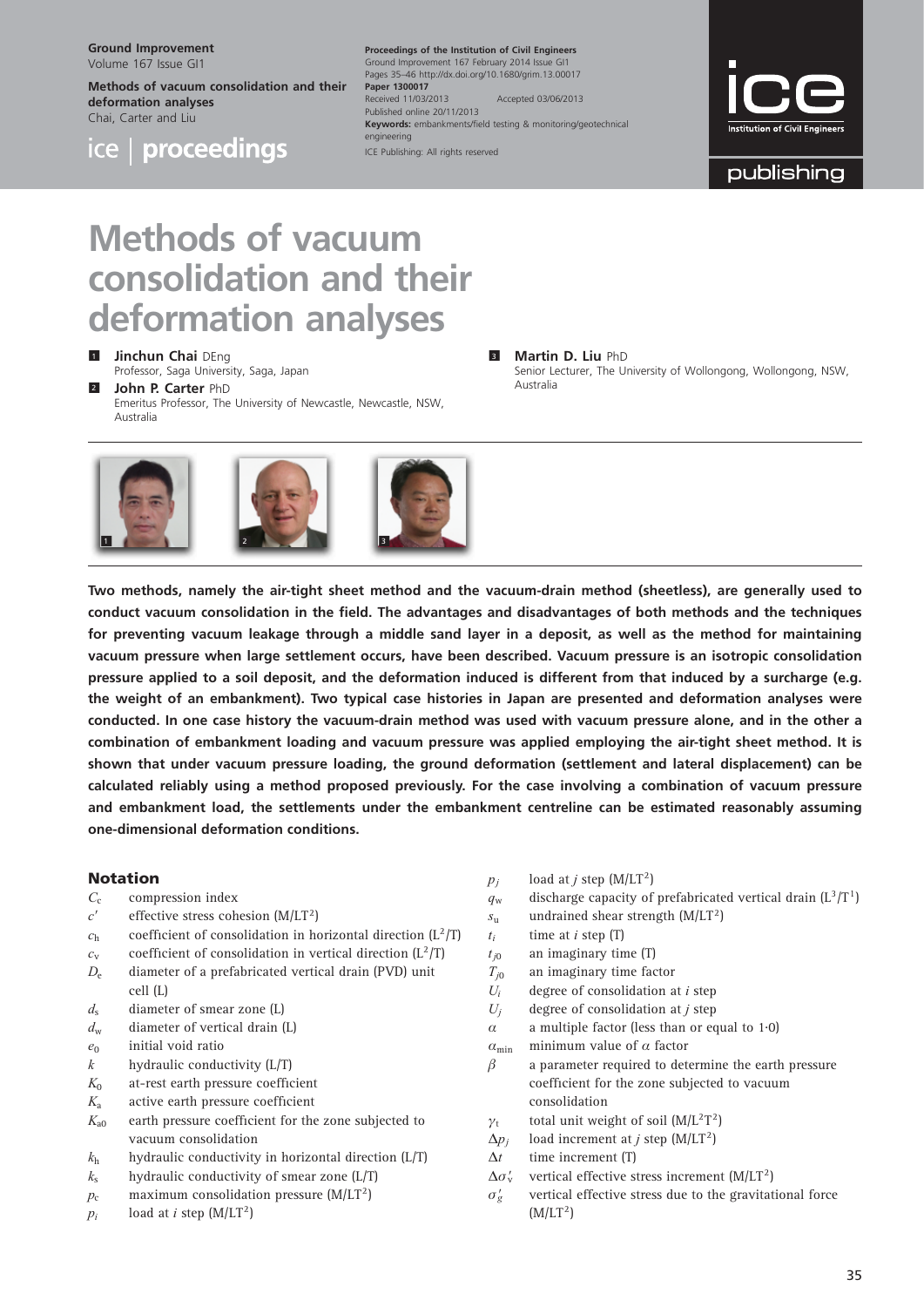# Methods of vacuum consolidation and their deformation analyses

**1 Jinchun Chai** DEng
Professor, Saga University, Saga, Japan

**2 John P. Carter** PhD
Emeritus Professor, The University of Newcastle, Newcastle, NSW, Australia

**3 Martin D. Liu** PhD
Senior Lecturer, The University of Wollongong, Wollongong, NSW, Australia

**Two methods, namely the air-tight sheet method and the vacuum-drain method (sheetless), are generally used to conduct vacuum consolidation in the field. The advantages and disadvantages of both methods and the techniques for preventing vacuum leakage through a middle sand layer in a deposit, as well as the method for maintaining vacuum pressure when large settlement occurs, have been described. Vacuum pressure is an isotropic consolidation pressure applied to a soil deposit, and the deformation induced is different from that induced by a surcharge (e.g. the weight of an embankment). Two typical case histories in Japan are presented and deformation analyses were conducted. In one case history the vacuum-drain method was used with vacuum pressure alone, and in the other a combination of embankment loading and vacuum pressure was applied employing the air-tight sheet method. It is shown that under vacuum pressure loading, the ground deformation (settlement and lateral displacement) can be calculated reliably using a method proposed previously. For the case involving a combination of vacuum pressure and embankment load, the settlements under the embankment centreline can be estimated reasonably assuming one-dimensional deformation conditions.**

## Notation

| | |
|---|---|
| $C_c$ | compression index |
| $c'$ | effective stress cohesion (M/LT$^2$) |
| $c_h$ | coefficient of consolidation in horizontal direction (L$^2$/T) |
| $c_v$ | coefficient of consolidation in vertical direction (L$^2$/T) |
| $D_e$ | diameter of a prefabricated vertical drain (PVD) unit cell (L) |
| $d_s$ | diameter of smear zone (L) |
| $d_w$ | diameter of vertical drain (L) |
| $e_0$ | initial void ratio |
| $k$ | hydraulic conductivity (L/T) |
| $K_0$ | at-rest earth pressure coefficient |
| $K_a$ | active earth pressure coefficient |
| $K_{a0}$ | earth pressure coefficient for the zone subjected to vacuum consolidation |
| $k_h$ | hydraulic conductivity in horizontal direction (L/T) |
| $k_s$ | hydraulic conductivity of smear zone (L/T) |
| $p_c$ | maximum consolidation pressure (M/LT$^2$) |
| $p_i$ | load at $i$ step (M/LT$^2$) |
| $p_j$ | load at $j$ step (M/LT$^2$) |
| $q_w$ | discharge capacity of prefabricated vertical drain (L$^3$/T$^1$) |
| $s_u$ | undrained shear strength (M/LT$^2$) |
| $t_i$ | time at $i$ step (T) |
| $t_{j0}$ | an imaginary time (T) |
| $T_{j0}$ | an imaginary time factor |
| $U_i$ | degree of consolidation at $i$ step |
| $U_j$ | degree of consolidation at $j$ step |
| $\alpha$ | a multiple factor (less than or equal to 1·0) |
| $\alpha_{min}$ | minimum value of $\alpha$ factor |
| $\beta$ | a parameter required to determine the earth pressure coefficient for the zone subjected to vacuum consolidation |
| $\gamma_t$ | total unit weight of soil (M/L$^2$T$^2$) |
| $\Delta p_j$ | load increment at $j$ step (M/LT$^2$) |
| $\Delta t$ | time increment (T) |
| $\Delta\sigma'_v$ | vertical effective stress increment (M/LT$^2$) |
| $\sigma'_g$ | vertical effective stress due to the gravitational force (M/LT$^2$) |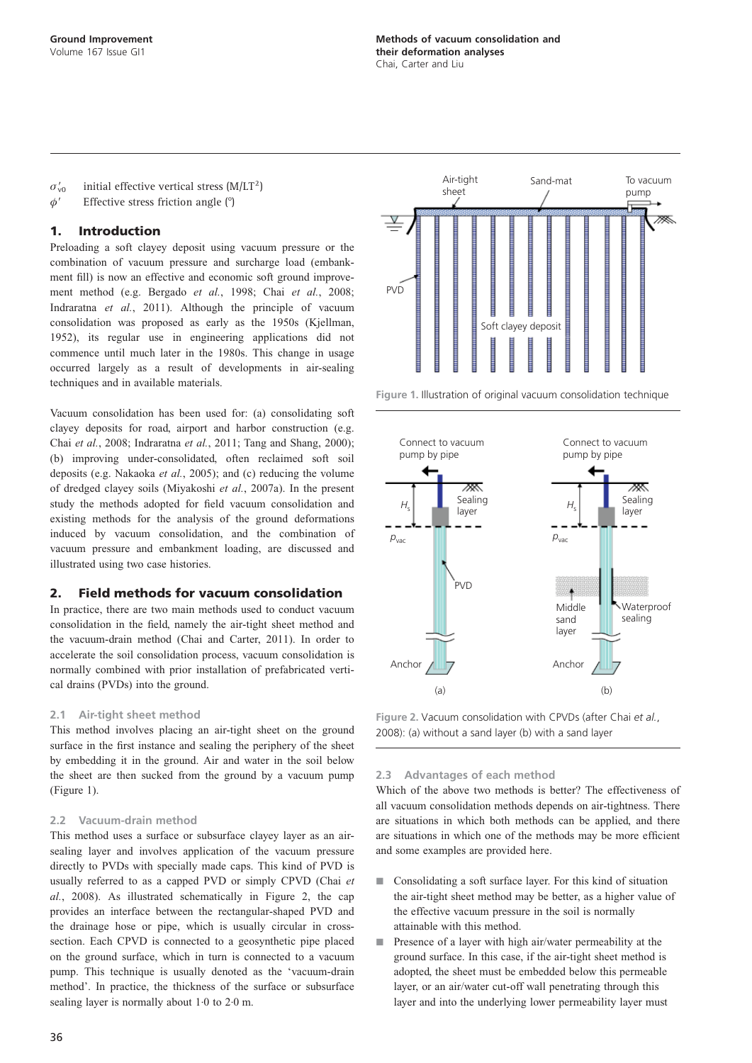$\sigma'_{v0}$ initial effective vertical stress (M/LT$^2$)

$\phi'$ Effective stress friction angle (°)

## 1. Introduction

Preloading a soft clayey deposit using vacuum pressure or the combination of vacuum pressure and surcharge load (embankment fill) is now an effective and economic soft ground improvement method (e.g. Bergado *et al.*, 1998; Chai *et al.*, 2008; Indraratna *et al.*, 2011). Although the principle of vacuum consolidation was proposed as early as the 1950s (Kjellman, 1952), its regular use in engineering applications did not commence until much later in the 1980s. This change in usage occurred largely as a result of developments in air-sealing techniques and in available materials.

Vacuum consolidation has been used for: (a) consolidating soft clayey deposits for road, airport and harbor construction (e.g. Chai *et al.*, 2008; Indraratna *et al.*, 2011; Tang and Shang, 2000); (b) improving under-consolidated, often reclaimed soft soil deposits (e.g. Nakaoka *et al.*, 2005); and (c) reducing the volume of dredged clayey soils (Miyakoshi *et al.*, 2007a). In the present study the methods adopted for field vacuum consolidation and existing methods for the analysis of the ground deformations induced by vacuum consolidation, and the combination of vacuum pressure and embankment loading, are discussed and illustrated using two case histories.

## 2. Field methods for vacuum consolidation

In practice, there are two main methods used to conduct vacuum consolidation in the field, namely the air-tight sheet method and the vacuum-drain method (Chai and Carter, 2011). In order to accelerate the soil consolidation process, vacuum consolidation is normally combined with prior installation of prefabricated vertical drains (PVDs) into the ground.

### 2.1 Air-tight sheet method

This method involves placing an air-tight sheet on the ground surface in the first instance and sealing the periphery of the sheet by embedding it in the ground. Air and water in the soil below the sheet are then sucked from the ground by a vacuum pump (Figure 1).

### 2.2 Vacuum-drain method

This method uses a surface or subsurface clayey layer as an air-sealing layer and involves application of the vacuum pressure directly to PVDs with specially made caps. This kind of PVD is usually referred to as a capped PVD or simply CPVD (Chai *et al.*, 2008). As illustrated schematically in Figure 2, the cap provides an interface between the rectangular-shaped PVD and the drainage hose or pipe, which is usually circular in cross-section. Each CPVD is connected to a geosynthetic pipe placed on the ground surface, which in turn is connected to a vacuum pump. This technique is usually denoted as the 'vacuum-drain method'. In practice, the thickness of the surface or subsurface sealing layer is normally about 1·0 to 2·0 m.

Figure 1. Illustration of original vacuum consolidation technique

Figure 2. Vacuum consolidation with CPVDs (after Chai *et al.*, 2008): (a) without a sand layer (b) with a sand layer

### 2.3 Advantages of each method

Which of the above two methods is better? The effectiveness of all vacuum consolidation methods depends on air-tightness. There are situations in which both methods can be applied, and there are situations in which one of the methods may be more efficient and some examples are provided here.

- Consolidating a soft surface layer. For this kind of situation the air-tight sheet method may be better, as a higher value of the effective vacuum pressure in the soil is normally attainable with this method.
- Presence of a layer with high air/water permeability at the ground surface. In this case, if the air-tight sheet method is adopted, the sheet must be embedded below this permeable layer, or an air/water cut-off wall penetrating through this layer and into the underlying lower permeability layer must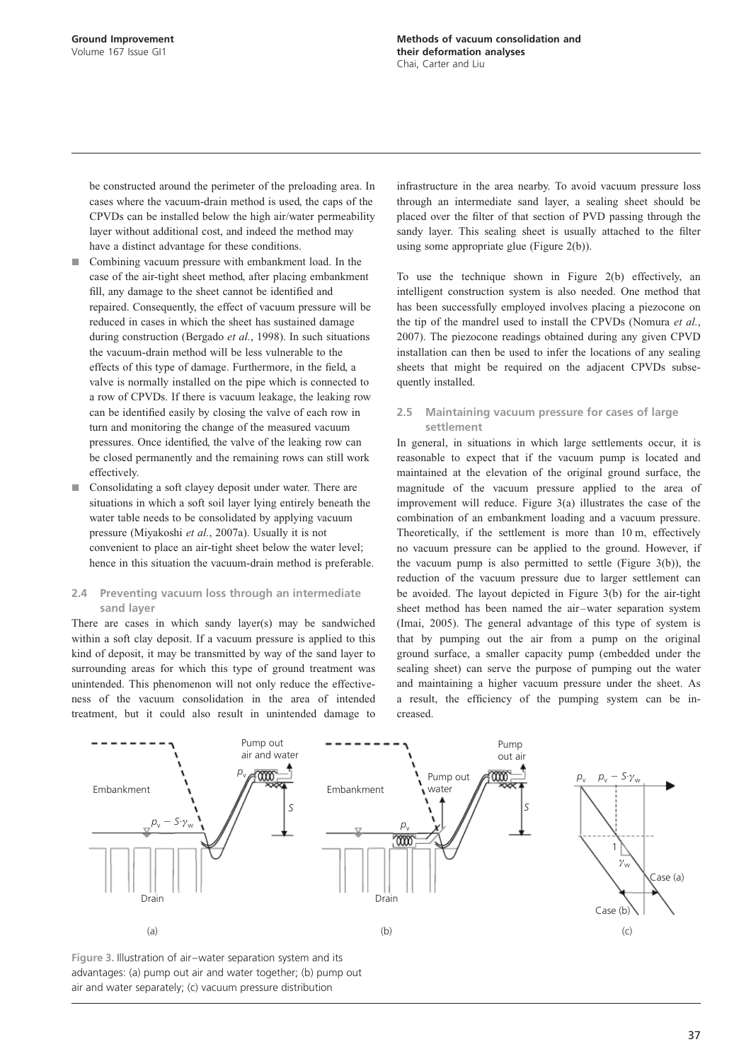be constructed around the perimeter of the preloading area. In cases where the vacuum-drain method is used, the caps of the CPVDs can be installed below the high air/water permeability layer without additional cost, and indeed the method may have a distinct advantage for these conditions.

- Combining vacuum pressure with embankment load. In the case of the air-tight sheet method, after placing embankment fill, any damage to the sheet cannot be identified and repaired. Consequently, the effect of vacuum pressure will be reduced in cases in which the sheet has sustained damage during construction (Bergado *et al.*, 1998). In such situations the vacuum-drain method will be less vulnerable to the effects of this type of damage. Furthermore, in the field, a valve is normally installed on the pipe which is connected to a row of CPVDs. If there is vacuum leakage, the leaking row can be identified easily by closing the valve of each row in turn and monitoring the change of the measured vacuum pressures. Once identified, the valve of the leaking row can be closed permanently and the remaining rows can still work effectively.
- Consolidating a soft clayey deposit under water. There are situations in which a soft soil layer lying entirely beneath the water table needs to be consolidated by applying vacuum pressure (Miyakoshi *et al.*, 2007a). Usually it is not convenient to place an air-tight sheet below the water level; hence in this situation the vacuum-drain method is preferable.

### 2.4 Preventing vacuum loss through an intermediate sand layer

There are cases in which sandy layer(s) may be sandwiched within a soft clay deposit. If a vacuum pressure is applied to this kind of deposit, it may be transmitted by way of the sand layer to surrounding areas for which this type of ground treatment was unintended. This phenomenon will not only reduce the effectiveness of the vacuum consolidation in the area of intended treatment, but it could also result in unintended damage to infrastructure in the area nearby. To avoid vacuum pressure loss through an intermediate sand layer, a sealing sheet should be placed over the filter of that section of PVD passing through the sandy layer. This sealing sheet is usually attached to the filter using some appropriate glue (Figure 2(b)).

To use the technique shown in Figure 2(b) effectively, an intelligent construction system is also needed. One method that has been successfully employed involves placing a piezocone on the tip of the mandrel used to install the CPVDs (Nomura *et al.*, 2007). The piezocone readings obtained during any given CPVD installation can then be used to infer the locations of any sealing sheets that might be required on the adjacent CPVDs subsequently installed.

### 2.5 Maintaining vacuum pressure for cases of large settlement

In general, in situations in which large settlements occur, it is reasonable to expect that if the vacuum pump is located and maintained at the elevation of the original ground surface, the magnitude of the vacuum pressure applied to the area of improvement will reduce. Figure 3(a) illustrates the case of the combination of an embankment loading and a vacuum pressure. Theoretically, if the settlement is more than 10 m, effectively no vacuum pressure can be applied to the ground. However, if the vacuum pump is also permitted to settle (Figure 3(b)), the reduction of the vacuum pressure due to larger settlement can be avoided. The layout depicted in Figure 3(b) for the air-tight sheet method has been named the air–water separation system (Imai, 2005). The general advantage of this type of system is that by pumping out the air from a pump on the original ground surface, a smaller capacity pump (embedded under the sealing sheet) can serve the purpose of pumping out the water and maintaining a higher vacuum pressure under the sheet. As a result, the efficiency of the pumping system can be increased.

Figure 3. Illustration of air–water separation system and its advantages: (a) pump out air and water together; (b) pump out air and water separately; (c) vacuum pressure distribution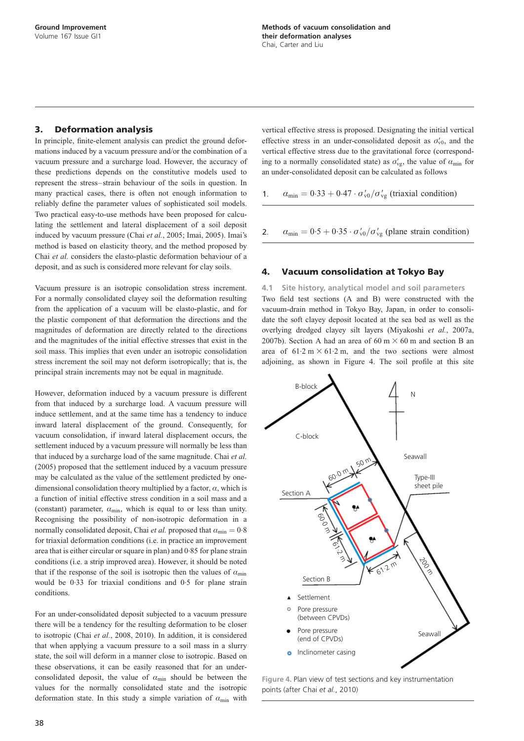## 3. Deformation analysis

In principle, finite-element analysis can predict the ground deformations induced by a vacuum pressure and/or the combination of a vacuum pressure and a surcharge load. However, the accuracy of these predictions depends on the constitutive models used to represent the stress–strain behaviour of the soils in question. In many practical cases, there is often not enough information to reliably define the parameter values of sophisticated soil models. Two practical easy-to-use methods have been proposed for calculating the settlement and lateral displacement of a soil deposit induced by vacuum pressure (Chai *et al.*, 2005; Imai, 2005). Imai's method is based on elasticity theory, and the method proposed by Chai *et al.* considers the elasto-plastic deformation behaviour of a deposit, and as such is considered more relevant for clay soils.

Vacuum pressure is an isotropic consolidation stress increment. For a normally consolidated clayey soil the deformation resulting from the application of a vacuum will be elasto-plastic, and for the plastic component of that deformation the directions and the magnitudes of deformation are directly related to the directions and the magnitudes of the initial effective stresses that exist in the soil mass. This implies that even under an isotropic consolidation stress increment the soil may not deform isotropically; that is, the principal strain increments may not be equal in magnitude.

However, deformation induced by a vacuum pressure is different from that induced by a surcharge load. A vacuum pressure will induce settlement, and at the same time has a tendency to induce inward lateral displacement of the ground. Consequently, for vacuum consolidation, if inward lateral displacement occurs, the settlement induced by a vacuum pressure will normally be less than that induced by a surcharge load of the same magnitude. Chai *et al.* (2005) proposed that the settlement induced by a vacuum pressure may be calculated as the value of the settlement predicted by one-dimensional consolidation theory multiplied by a factor, $\alpha$, which is a function of initial effective stress condition in a soil mass and a (constant) parameter, $\alpha_{min}$, which is equal to or less than unity. Recognising the possibility of non-isotropic deformation in a normally consolidated deposit, Chai *et al.* proposed that $\alpha_{min} = 0{\cdot}8$ for triaxial deformation conditions (i.e. in practice an improvement area that is either circular or square in plan) and 0·85 for plane strain conditions (i.e. a strip improved area). However, it should be noted that if the response of the soil is isotropic then the values of $\alpha_{min}$ would be 0·33 for triaxial conditions and 0·5 for plane strain conditions.

For an under-consolidated deposit subjected to a vacuum pressure there will be a tendency for the resulting deformation to be closer to isotropic (Chai *et al.*, 2008, 2010). In addition, it is considered that when applying a vacuum pressure to a soil mass in a slurry state, the soil will deform in a manner close to isotropic. Based on these observations, it can be easily reasoned that for an under-consolidated deposit, the value of $\alpha_{min}$ should be between the values for the normally consolidated state and the isotropic deformation state. In this study a simple variation of $\alpha_{min}$ with vertical effective stress is proposed. Designating the initial vertical effective stress in an under-consolidated deposit as $\sigma'_{v0}$, and the vertical effective stress due to the gravitational force (corresponding to a normally consolidated state) as $\sigma'_{vg}$, the value of $\alpha_{min}$ for an under-consolidated deposit can be calculated as follows

$$\alpha_{min} = 0{\cdot}33 + 0{\cdot}47 \cdot \sigma'_{v0}/\sigma'_{vg} \text{ (triaxial condition)} \tag{1}$$

$$\alpha_{min} = 0{\cdot}5 + 0{\cdot}35 \cdot \sigma'_{v0}/\sigma'_{vg} \text{ (plane strain condition)} \tag{2}$$

## 4. Vacuum consolidation at Tokyo Bay

### 4.1 Site history, analytical model and soil parameters

Two field test sections (A and B) were constructed with the vacuum-drain method in Tokyo Bay, Japan, in order to consolidate the soft clayey deposit located at the sea bed as well as the overlying dredged clayey silt layers (Miyakoshi *et al.*, 2007a, 2007b). Section A had an area of 60 m × 60 m and section B an area of 61·2 m × 61·2 m, and the two sections were almost adjoining, as shown in Figure 4. The soil profile at this site

Figure 4. Plan view of test sections and key instrumentation points (after Chai *et al.*, 2010)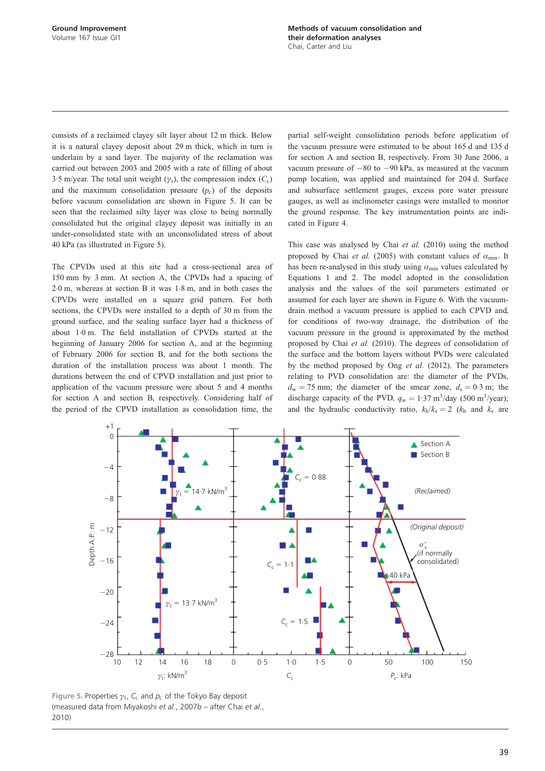consists of a reclaimed clayey silt layer about 12 m thick. Below it is a natural clayey deposit about 29 m thick, which in turn is underlain by a sand layer. The majority of the reclamation was carried out between 2003 and 2005 with a rate of filling of about 3·5 m/year. The total unit weight ($\gamma_t$), the compression index ($C_c$) and the maximum consolidation pressure ($p_c$) of the deposits before vacuum consolidation are shown in Figure 5. It can be seen that the reclaimed silty layer was close to being normally consolidated but the original clayey deposit was initially in an under-consolidated state with an unconsolidated stress of about 40 kPa (as illustrated in Figure 5).

The CPVDs used at this site had a cross-sectional area of 150 mm by 3 mm. At section A, the CPVDs had a spacing of 2·0 m, whereas at section B it was 1·8 m, and in both cases the CPVDs were installed on a square grid pattern. For both sections, the CPVDs were installed to a depth of 30 m from the ground surface, and the sealing surface layer had a thickness of about 1·0 m. The field installation of CPVDs started at the beginning of January 2006 for section A, and at the beginning of February 2006 for section B, and for the both sections the duration of the installation process was about 1 month. The durations between the end of CPVD installation and just prior to application of the vacuum pressure were about 5 and 4 months for section A and section B, respectively. Considering half of the period of the CPVD installation as consolidation time, the partial self-weight consolidation periods before application of the vacuum pressure were estimated to be about 165 d and 135 d for section A and section B, respectively. From 30 June 2006, a vacuum pressure of −80 to −90 kPa, as measured at the vacuum pump location, was applied and maintained for 204 d. Surface and subsurface settlement gauges, excess pore water pressure gauges, as well as inclinometer casings were installed to monitor the ground response. The key instrumentation points are indicated in Figure 4.

This case was analysed by Chai *et al.* (2010) using the method proposed by Chai *et al.* (2005) with constant values of $\alpha_{min}$. It has been re-analysed in this study using $\alpha_{min}$ values calculated by Equations 1 and 2. The model adopted in the consolidation analysis and the values of the soil parameters estimated or assumed for each layer are shown in Figure 6. With the vacuum-drain method a vacuum pressure is applied to each CPVD and, for conditions of two-way drainage, the distribution of the vacuum pressure in the ground is approximated by the method proposed by Chai *et al.* (2010). The degrees of consolidation of the surface and the bottom layers without PVDs were calculated by the method proposed by Ong *et al.* (2012). The parameters relating to PVD consolidation are: the diameter of the PVDs, $d_w = 75$ mm; the diameter of the smear zone, $d_s = 0{\cdot}3$ m; the discharge capacity of the PVD, $q_w = 1{\cdot}37$ m$^3$/day (500 m$^3$/year); and the hydraulic conductivity ratio, $k_h/k_s = 2$ ($k_h$ and $k_s$ are

Figure 5. Properties $\gamma_t$, $C_c$ and $p_c$ of the Tokyo Bay deposit (measured data from Miyakoshi *et al.*, 2007b – after Chai *et al.*, 2010)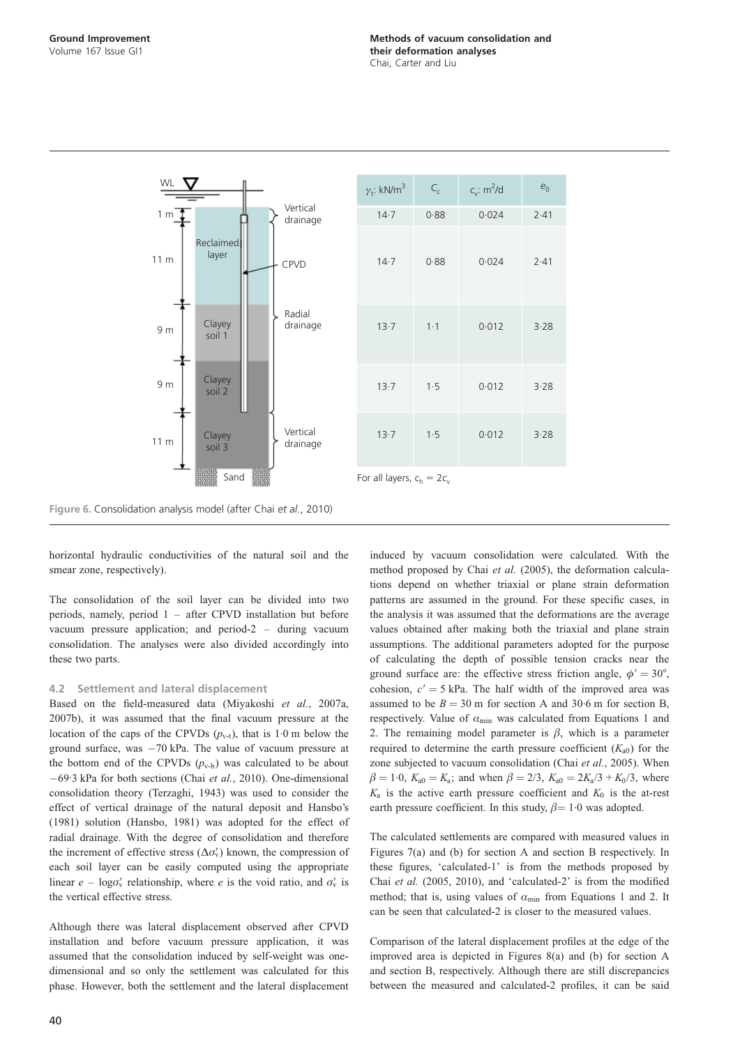| $\gamma_t$: kN/m$^3$ | $C_c$ | $c_v$: m$^2$/d | $e_0$ |
|---|---|---|---|
| 14·7 | 0·88 | 0·024 | 2·41 |
| 14·7 | 0·88 | 0·024 | 2·41 |
| 13·7 | 1·1 | 0·012 | 3·28 |
| 13·7 | 1·5 | 0·012 | 3·28 |
| 13·7 | 1·5 | 0·012 | 3·28 |

For all layers, $c_h = 2c_v$

Figure 6. Consolidation analysis model (after Chai *et al.*, 2010)

horizontal hydraulic conductivities of the natural soil and the smear zone, respectively).

The consolidation of the soil layer can be divided into two periods, namely, period 1 – after CPVD installation but before vacuum pressure application; and period-2 – during vacuum consolidation. The analyses were also divided accordingly into these two parts.

### 4.2 Settlement and lateral displacement

Based on the field-measured data (Miyakoshi *et al.*, 2007a, 2007b), it was assumed that the final vacuum pressure at the location of the caps of the CPVDs ($p_{v\text{-}t}$), that is 1·0 m below the ground surface, was −70 kPa. The value of vacuum pressure at the bottom end of the CPVDs ($p_{v\text{-}b}$) was calculated to be about −69·3 kPa for both sections (Chai *et al.*, 2010). One-dimensional consolidation theory (Terzaghi, 1943) was used to consider the effect of vertical drainage of the natural deposit and Hansbo's (1981) solution (Hansbo, 1981) was adopted for the effect of radial drainage. With the degree of consolidation and therefore the increment of effective stress ($\Delta\sigma'_v$) known, the compression of each soil layer can be easily computed using the appropriate linear $e - \log\sigma'_v$ relationship, where $e$ is the void ratio, and $\sigma'_v$ is the vertical effective stress.

Although there was lateral displacement observed after CPVD installation and before vacuum pressure application, it was assumed that the consolidation induced by self-weight was one-dimensional and so only the settlement was calculated for this phase. However, both the settlement and the lateral displacement induced by vacuum consolidation were calculated. With the method proposed by Chai *et al.* (2005), the deformation calculations depend on whether triaxial or plane strain deformation patterns are assumed in the ground. For these specific cases, in the analysis it was assumed that the deformations are the average values obtained after making both the triaxial and plane strain assumptions. The additional parameters adopted for the purpose of calculating the depth of possible tension cracks near the ground surface are: the effective stress friction angle, $\phi' = 30°$, cohesion, $c' = 5$ kPa. The half width of the improved area was assumed to be $B = 30$ m for section A and 30·6 m for section B, respectively. Value of $\alpha_{min}$ was calculated from Equations 1 and 2. The remaining model parameter is $\beta$, which is a parameter required to determine the earth pressure coefficient ($K_{a0}$) for the zone subjected to vacuum consolidation (Chai *et al.*, 2005). When $\beta = 1{\cdot}0$, $K_{a0} = K_a$; and when $\beta = 2/3$, $K_{a0} = 2K_a/3 + K_0/3$, where $K_a$ is the active earth pressure coefficient and $K_0$ is the at-rest earth pressure coefficient. In this study, $\beta = 1{\cdot}0$ was adopted.

The calculated settlements are compared with measured values in Figures 7(a) and (b) for section A and section B respectively. In these figures, 'calculated-1' is from the methods proposed by Chai *et al.* (2005, 2010), and 'calculated-2' is from the modified method; that is, using values of $\alpha_{min}$ from Equations 1 and 2. It can be seen that calculated-2 is closer to the measured values.

Comparison of the lateral displacement profiles at the edge of the improved area is depicted in Figures 8(a) and (b) for section A and section B, respectively. Although there are still discrepancies between the measured and calculated-2 profiles, it can be said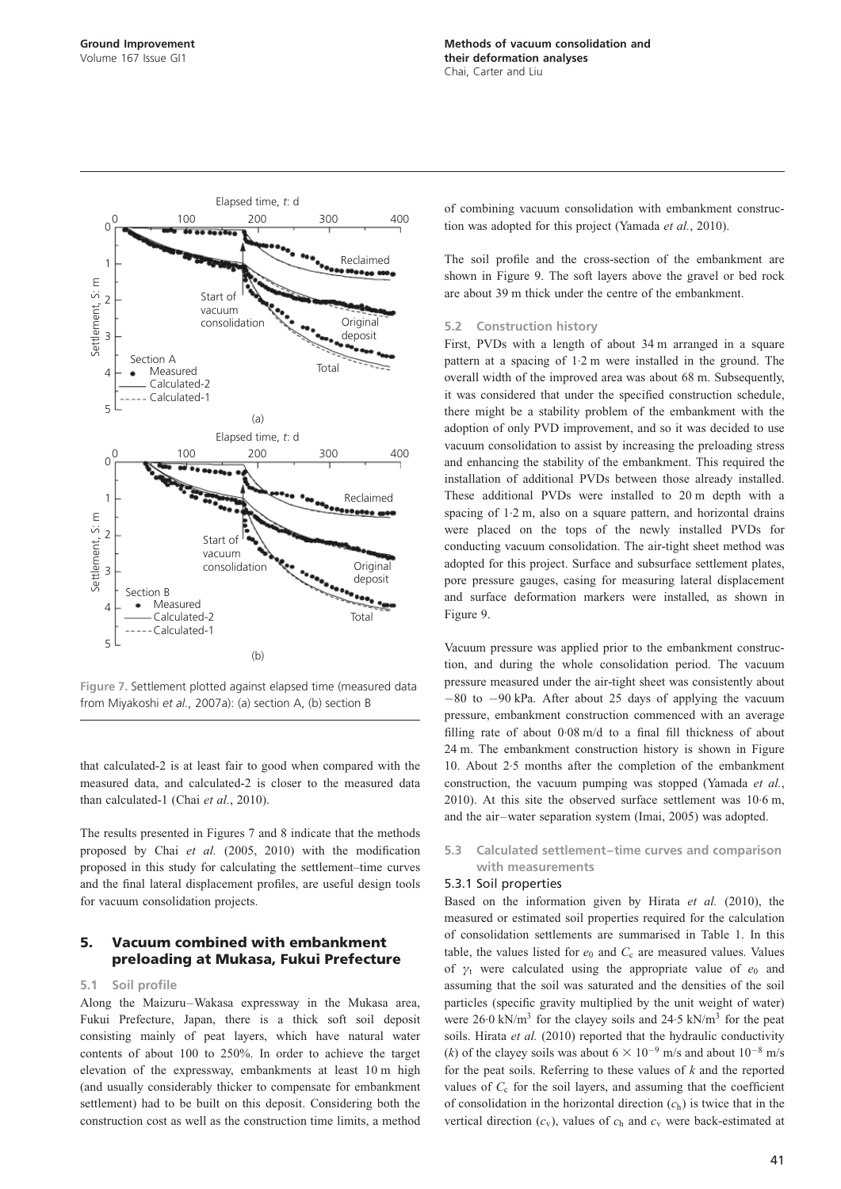Figure 7. Settlement plotted against elapsed time (measured data from Miyakoshi *et al.*, 2007a): (a) section A, (b) section B

that calculated-2 is at least fair to good when compared with the measured data, and calculated-2 is closer to the measured data than calculated-1 (Chai *et al.*, 2010).

The results presented in Figures 7 and 8 indicate that the methods proposed by Chai *et al.* (2005, 2010) with the modification proposed in this study for calculating the settlement–time curves and the final lateral displacement profiles, are useful design tools for vacuum consolidation projects.

## 5. Vacuum combined with embankment preloading at Mukasa, Fukui Prefecture

### 5.1 Soil profile

Along the Maizuru–Wakasa expressway in the Mukasa area, Fukui Prefecture, Japan, there is a thick soft soil deposit consisting mainly of peat layers, which have natural water contents of about 100 to 250%. In order to achieve the target elevation of the expressway, embankments at least 10 m high (and usually considerably thicker to compensate for embankment settlement) had to be built on this deposit. Considering both the construction cost as well as the construction time limits, a method of combining vacuum consolidation with embankment construction was adopted for this project (Yamada *et al.*, 2010).

The soil profile and the cross-section of the embankment are shown in Figure 9. The soft layers above the gravel or bed rock are about 39 m thick under the centre of the embankment.

### 5.2 Construction history

First, PVDs with a length of about 34 m arranged in a square pattern at a spacing of 1·2 m were installed in the ground. The overall width of the improved area was about 68 m. Subsequently, it was considered that under the specified construction schedule, there might be a stability problem of the embankment with the adoption of only PVD improvement, and so it was decided to use vacuum consolidation to assist by increasing the preloading stress and enhancing the stability of the embankment. This required the installation of additional PVDs between those already installed. These additional PVDs were installed to 20 m depth with a spacing of 1·2 m, also on a square pattern, and horizontal drains were placed on the tops of the newly installed PVDs for conducting vacuum consolidation. The air-tight sheet method was adopted for this project. Surface and subsurface settlement plates, pore pressure gauges, casing for measuring lateral displacement and surface deformation markers were installed, as shown in Figure 9.

Vacuum pressure was applied prior to the embankment construction, and during the whole consolidation period. The vacuum pressure measured under the air-tight sheet was consistently about −80 to −90 kPa. After about 25 days of applying the vacuum pressure, embankment construction commenced with an average filling rate of about 0·08 m/d to a final fill thickness of about 24 m. The embankment construction history is shown in Figure 10. About 2·5 months after the completion of the embankment construction, the vacuum pumping was stopped (Yamada *et al.*, 2010). At this site the observed surface settlement was 10·6 m, and the air–water separation system (Imai, 2005) was adopted.

### 5.3 Calculated settlement–time curves and comparison with measurements

#### 5.3.1 Soil properties

Based on the information given by Hirata *et al.* (2010), the measured or estimated soil properties required for the calculation of consolidation settlements are summarised in Table 1. In this table, the values listed for $e_0$ and $C_c$ are measured values. Values of $\gamma_t$ were calculated using the appropriate value of $e_0$ and assuming that the soil was saturated and the densities of the soil particles (specific gravity multiplied by the unit weight of water) were 26·0 kN/m$^3$ for the clayey soils and 24·5 kN/m$^3$ for the peat soils. Hirata *et al.* (2010) reported that the hydraulic conductivity ($k$) of the clayey soils was about $6 \times 10^{-9}$ m/s and about $10^{-8}$ m/s for the peat soils. Referring to these values of $k$ and the reported values of $C_c$ for the soil layers, and assuming that the coefficient of consolidation in the horizontal direction ($c_h$) is twice that in the vertical direction ($c_v$), values of $c_h$ and $c_v$ were back-estimated at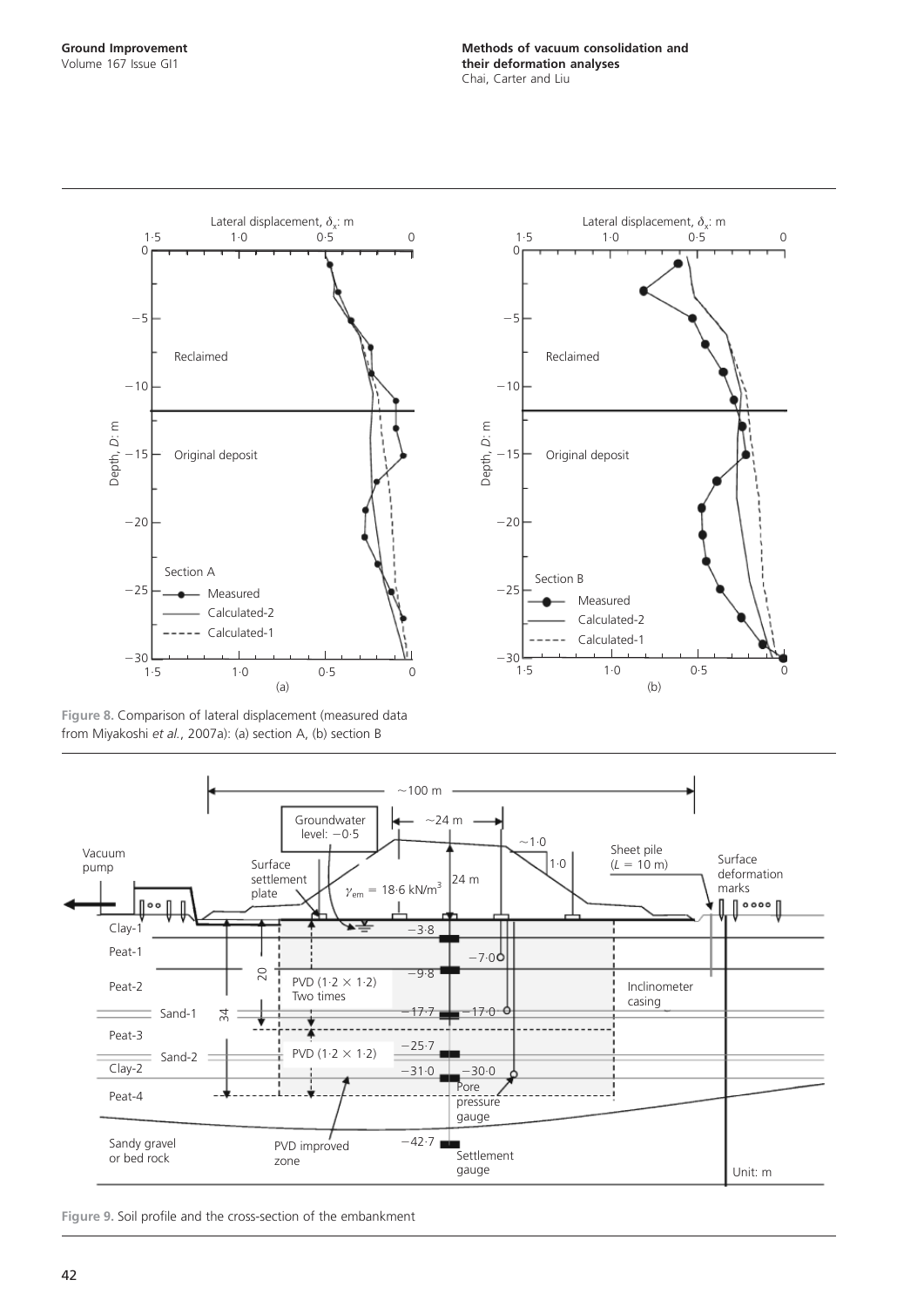Figure 8. Comparison of lateral displacement (measured data from Miyakoshi *et al.*, 2007a): (a) section A, (b) section B

Figure 9. Soil profile and the cross-section of the embankment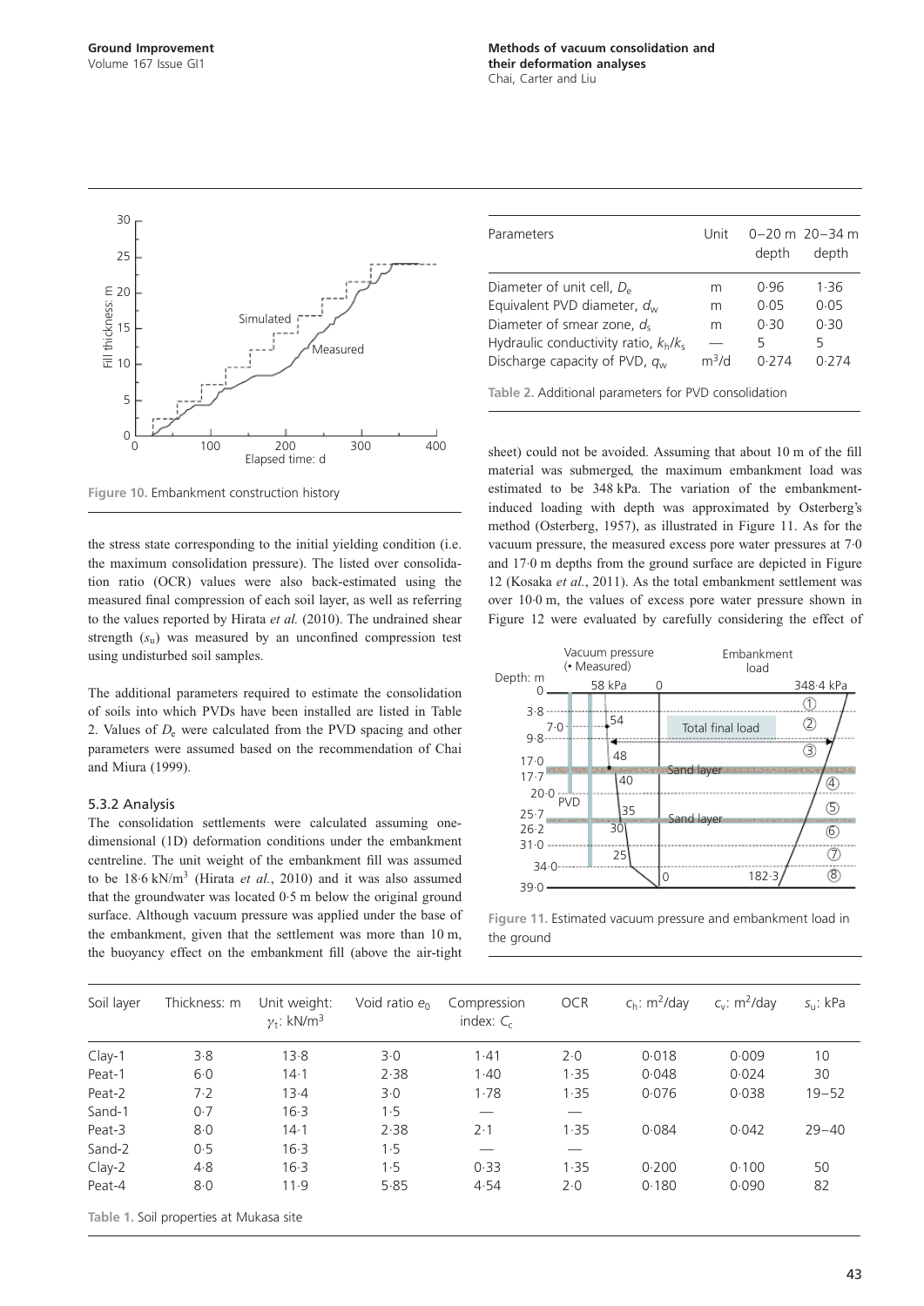Figure 10. Embankment construction history

the stress state corresponding to the initial yielding condition (i.e. the maximum consolidation pressure). The listed over consolidation ratio (OCR) values were also back-estimated using the measured final compression of each soil layer, as well as referring to the values reported by Hirata *et al.* (2010). The undrained shear strength ($s_u$) was measured by an unconfined compression test using undisturbed soil samples.

The additional parameters required to estimate the consolidation of soils into which PVDs have been installed are listed in Table 2. Values of $D_e$ were calculated from the PVD spacing and other parameters were assumed based on the recommendation of Chai and Miura (1999).

### 5.3.2 Analysis

The consolidation settlements were calculated assuming one-dimensional (1D) deformation conditions under the embankment centreline. The unit weight of the embankment fill was assumed to be 18·6 kN/m$^3$ (Hirata *et al.*, 2010) and it was also assumed that the groundwater was located 0·5 m below the original ground surface. Although vacuum pressure was applied under the base of the embankment, given that the settlement was more than 10 m, the buoyancy effect on the embankment fill (above the air-tight sheet) could not be avoided. Assuming that about 10 m of the fill material was submerged, the maximum embankment load was estimated to be 348 kPa. The variation of the embankment-induced loading with depth was approximated by Osterberg's method (Osterberg, 1957), as illustrated in Figure 11. As for the vacuum pressure, the measured excess pore water pressures at 7·0 and 17·0 m depths from the ground surface are depicted in Figure 12 (Kosaka *et al.*, 2011). As the total embankment settlement was over 10·0 m, the values of excess pore water pressure shown in Figure 12 were evaluated by carefully considering the effect of

| Parameters | Unit | 0–20 m depth | 20–34 m depth |
|---|---|---|---|
| Diameter of unit cell, $D_e$ | m | 0·96 | 1·36 |
| Equivalent PVD diameter, $d_w$ | m | 0·05 | 0·05 |
| Diameter of smear zone, $d_s$ | m | 0·30 | 0·30 |
| Hydraulic conductivity ratio, $k_h/k_s$ | — | 5 | 5 |
| Discharge capacity of PVD, $q_w$ | m$^3$/d | 0·274 | 0·274 |

Table 2. Additional parameters for PVD consolidation

Figure 11. Estimated vacuum pressure and embankment load in the ground

| Soil layer | Thickness: m | Unit weight: $\gamma_t$: kN/m$^3$ | Void ratio $e_0$ | Compression index: $C_c$ | OCR | $c_h$: m$^2$/day | $c_v$: m$^2$/day | $s_u$: kPa |
|---|---|---|---|---|---|---|---|---|
| Clay-1 | 3·8 | 13·8 | 3·0 | 1·41 | 2·0 | 0·018 | 0·009 | 10 |
| Peat-1 | 6·0 | 14·1 | 2·38 | 1·40 | 1·35 | 0·048 | 0·024 | 30 |
| Peat-2 | 7·2 | 13·4 | 3·0 | 1·78 | 1·35 | 0·076 | 0·038 | 19–52 |
| Sand-1 | 0·7 | 16·3 | 1·5 | — | — | | | |
| Peat-3 | 8·0 | 14·1 | 2·38 | 2·1 | 1·35 | 0·084 | 0·042 | 29–40 |
| Sand-2 | 0·5 | 16·3 | 1·5 | — | — | | | |
| Clay-2 | 4·8 | 16·3 | 1·5 | 0·33 | 1·35 | 0·200 | 0·100 | 50 |
| Peat-4 | 8·0 | 11·9 | 5·85 | 4·54 | 2·0 | 0·180 | 0·090 | 82 |

Table 1. Soil properties at Mukasa site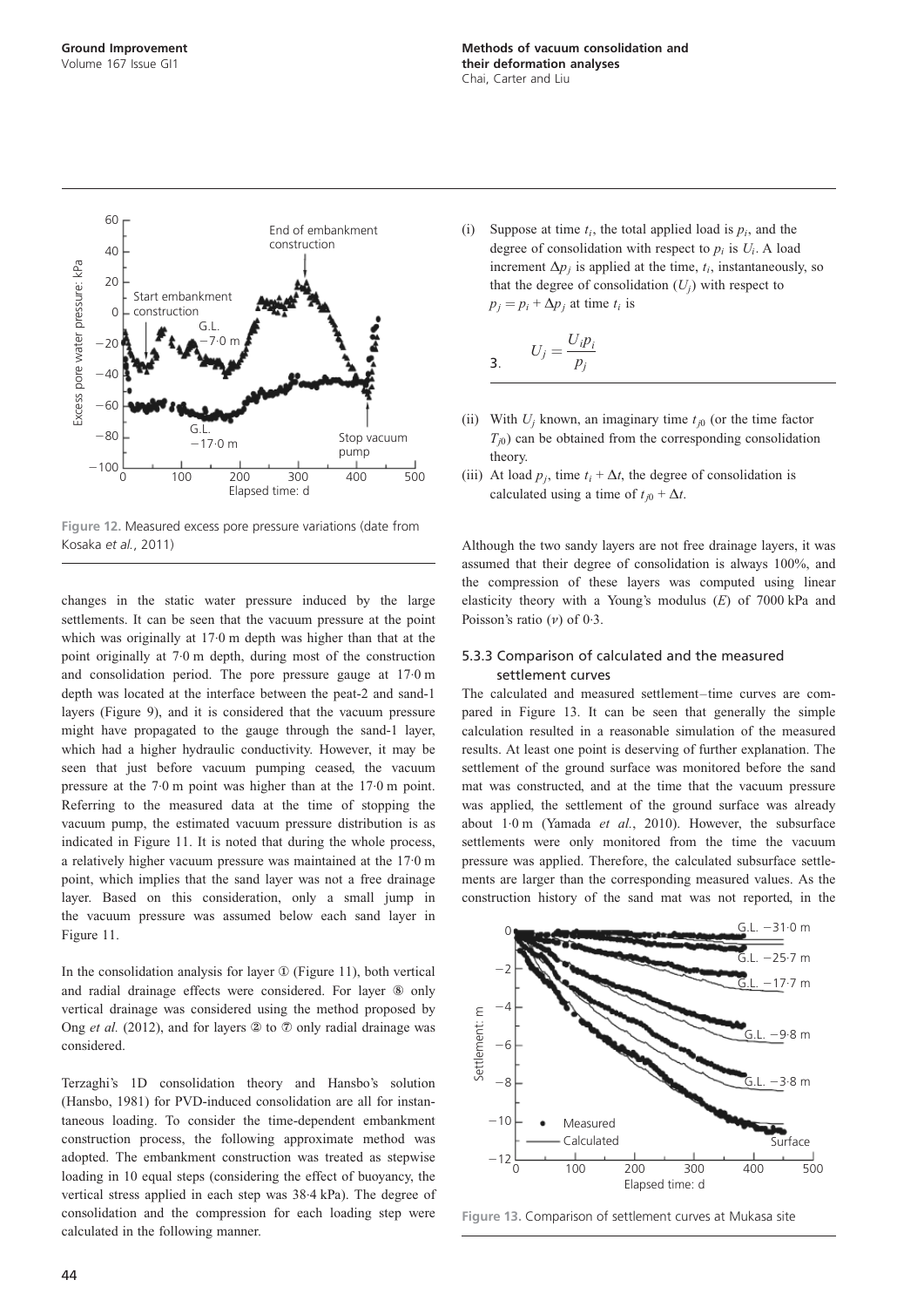Figure 12. Measured excess pore pressure variations (date from Kosaka *et al.*, 2011)

changes in the static water pressure induced by the large settlements. It can be seen that the vacuum pressure at the point which was originally at 17·0 m depth was higher than that at the point originally at 7·0 m depth, during most of the construction and consolidation period. The pore pressure gauge at 17·0 m depth was located at the interface between the peat-2 and sand-1 layers (Figure 9), and it is considered that the vacuum pressure might have propagated to the gauge through the sand-1 layer, which had a higher hydraulic conductivity. However, it may be seen that just before vacuum pumping ceased, the vacuum pressure at the 7·0 m point was higher than at the 17·0 m point. Referring to the measured data at the time of stopping the vacuum pump, the estimated vacuum pressure distribution is as indicated in Figure 11. It is noted that during the whole process, a relatively higher vacuum pressure was maintained at the 17·0 m point, which implies that the sand layer was not a free drainage layer. Based on this consideration, only a small jump in the vacuum pressure was assumed below each sand layer in Figure 11.

In the consolidation analysis for layer ① (Figure 11), both vertical and radial drainage effects were considered. For layer ⑧ only vertical drainage was considered using the method proposed by Ong *et al.* (2012), and for layers ② to ⑦ only radial drainage was considered.

Terzaghi's 1D consolidation theory and Hansbo's solution (Hansbo, 1981) for PVD-induced consolidation are all for instantaneous loading. To consider the time-dependent embankment construction process, the following approximate method was adopted. The embankment construction was treated as stepwise loading in 10 equal steps (considering the effect of buoyancy, the vertical stress applied in each step was 38·4 kPa). The degree of consolidation and the compression for each loading step were calculated in the following manner.

(i) Suppose at time $t_i$, the total applied load is $p_i$, and the degree of consolidation with respect to $p_i$ is $U_i$. A load increment $\Delta p_j$ is applied at the time, $t_i$, instantaneously, so that the degree of consolidation ($U_j$) with respect to $p_j = p_i + \Delta p_j$ at time $t_i$ is

$$U_j = \frac{U_i p_i}{p_j} \quad (3)$$

(ii) With $U_j$ known, an imaginary time $t_{j0}$ (or the time factor $T_{j0}$) can be obtained from the corresponding consolidation theory.

(iii) At load $p_j$, time $t_i + \Delta t$, the degree of consolidation is calculated using a time of $t_{j0} + \Delta t$.

Although the two sandy layers are not free drainage layers, it was assumed that their degree of consolidation is always 100%, and the compression of these layers was computed using linear elasticity theory with a Young's modulus ($E$) of 7000 kPa and Poisson's ratio ($\nu$) of 0·3.

### 5.3.3 Comparison of calculated and the measured settlement curves

The calculated and measured settlement–time curves are compared in Figure 13. It can be seen that generally the simple calculation resulted in a reasonable simulation of the measured results. At least one point is deserving of further explanation. The settlement of the ground surface was monitored before the sand mat was constructed, and at the time that the vacuum pressure was applied, the settlement of the ground surface was already about 1·0 m (Yamada *et al.*, 2010). However, the subsurface settlements were only monitored from the time the vacuum pressure was applied. Therefore, the calculated subsurface settlements are larger than the corresponding measured values. As the construction history of the sand mat was not reported, in the

Figure 13. Comparison of settlement curves at Mukasa site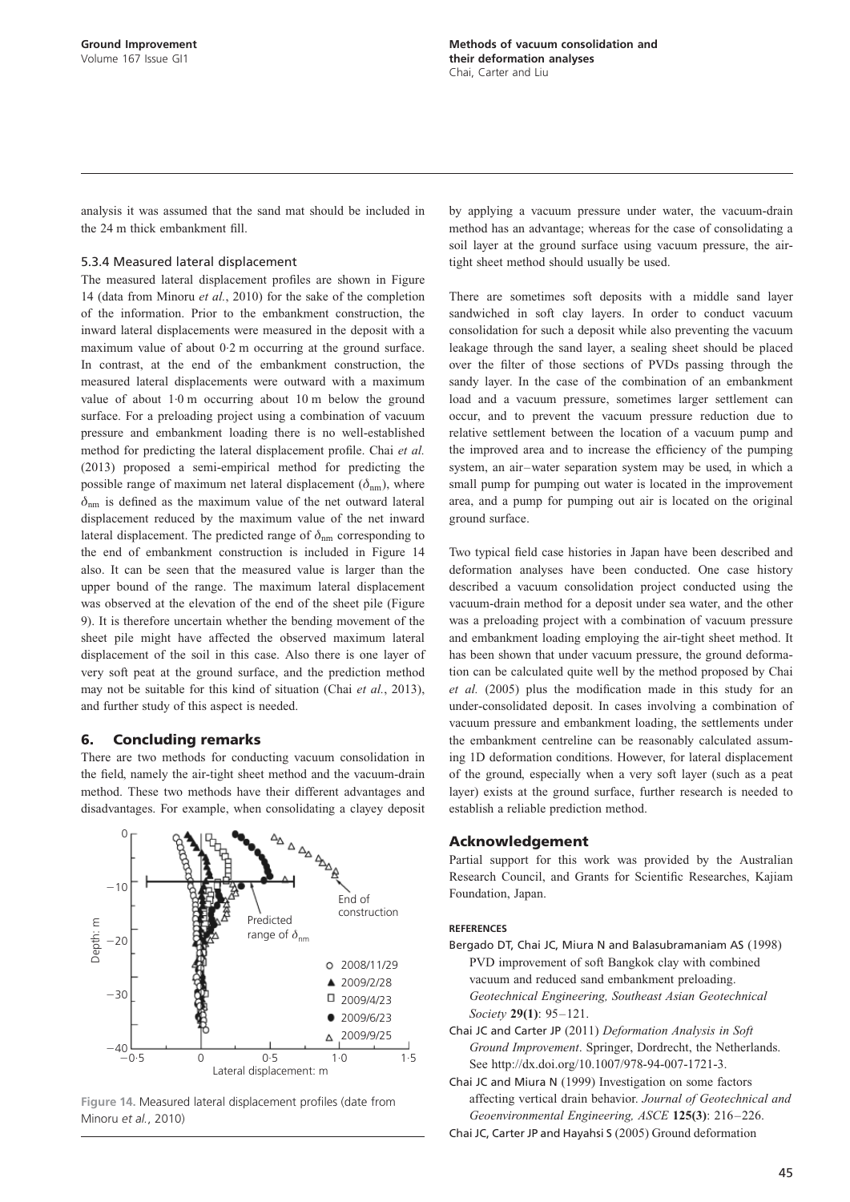analysis it was assumed that the sand mat should be included in the 24 m thick embankment fill.

#### 5.3.4 Measured lateral displacement

The measured lateral displacement profiles are shown in Figure 14 (data from Minoru *et al.*, 2010) for the sake of the completion of the information. Prior to the embankment construction, the inward lateral displacements were measured in the deposit with a maximum value of about 0·2 m occurring at the ground surface. In contrast, at the end of the embankment construction, the measured lateral displacements were outward with a maximum value of about 1·0 m occurring about 10 m below the ground surface. For a preloading project using a combination of vacuum pressure and embankment loading there is no well-established method for predicting the lateral displacement profile. Chai *et al.* (2013) proposed a semi-empirical method for predicting the possible range of maximum net lateral displacement ($\delta_{nm}$), where $\delta_{nm}$ is defined as the maximum value of the net outward lateral displacement reduced by the maximum value of the net inward lateral displacement. The predicted range of $\delta_{nm}$ corresponding to the end of embankment construction is included in Figure 14 also. It can be seen that the measured value is larger than the upper bound of the range. The maximum lateral displacement was observed at the elevation of the end of the sheet pile (Figure 9). It is therefore uncertain whether the bending movement of the sheet pile might have affected the observed maximum lateral displacement of the soil in this case. Also there is one layer of very soft peat at the ground surface, and the prediction method may not be suitable for this kind of situation (Chai *et al.*, 2013), and further study of this aspect is needed.

## 6. Concluding remarks

There are two methods for conducting vacuum consolidation in the field, namely the air-tight sheet method and the vacuum-drain method. These two methods have their different advantages and disadvantages. For example, when consolidating a clayey deposit by applying a vacuum pressure under water, the vacuum-drain method has an advantage; whereas for the case of consolidating a soil layer at the ground surface using vacuum pressure, the air-tight sheet method should usually be used.

Depth: m
0
−10
−20
−30
−40
Lateral displacement: m
−0·5
0
0·5
1·0
1·5
End of construction
Predicted range of $\delta_{nm}$
2008/11/29
2009/2/28
2009/4/23
2009/6/23
2009/9/25

Figure 14. Measured lateral displacement profiles (date from Minoru *et al.*, 2010)

There are sometimes soft deposits with a middle sand layer sandwiched in soft clay layers. In order to conduct vacuum consolidation for such a deposit while also preventing the vacuum leakage through the sand layer, a sealing sheet should be placed over the filter of those sections of PVDs passing through the sandy layer. In the case of the combination of an embankment load and a vacuum pressure, sometimes larger settlement can occur, and to prevent the vacuum pressure reduction due to relative settlement between the location of a vacuum pump and the improved area and to increase the efficiency of the pumping system, an air–water separation system may be used, in which a small pump for pumping out water is located in the improvement area, and a pump for pumping out air is located on the original ground surface.

Two typical field case histories in Japan have been described and deformation analyses have been conducted. One case history described a vacuum consolidation project conducted using the vacuum-drain method for a deposit under sea water, and the other was a preloading project with a combination of vacuum pressure and embankment loading employing the air-tight sheet method. It has been shown that under vacuum pressure, the ground deformation can be calculated quite well by the method proposed by Chai *et al.* (2005) plus the modification made in this study for an under-consolidated deposit. In cases involving a combination of vacuum pressure and embankment loading, the settlements under the embankment centreline can be reasonably calculated assuming 1D deformation conditions. However, for lateral displacement of the ground, especially when a very soft layer (such as a peat layer) exists at the ground surface, further research is needed to establish a reliable prediction method.

## Acknowledgement

Partial support for this work was provided by the Australian Research Council, and Grants for Scientific Researches, Kajiam Foundation, Japan.

#### REFERENCES

Bergado DT, Chai JC, Miura N and Balasubramaniam AS (1998) PVD improvement of soft Bangkok clay with combined vacuum and reduced sand embankment preloading. *Geotechnical Engineering, Southeast Asian Geotechnical Society* **29(1)**: 95–121.

Chai JC and Carter JP (2011) *Deformation Analysis in Soft Ground Improvement*. Springer, Dordrecht, the Netherlands. See http://dx.doi.org/10.1007/978-94-007-1721-3.

Chai JC and Miura N (1999) Investigation on some factors affecting vertical drain behavior. *Journal of Geotechnical and Geoenvironmental Engineering, ASCE* **125(3)**: 216–226.

Chai JC, Carter JP and Hayahsi S (2005) Ground deformation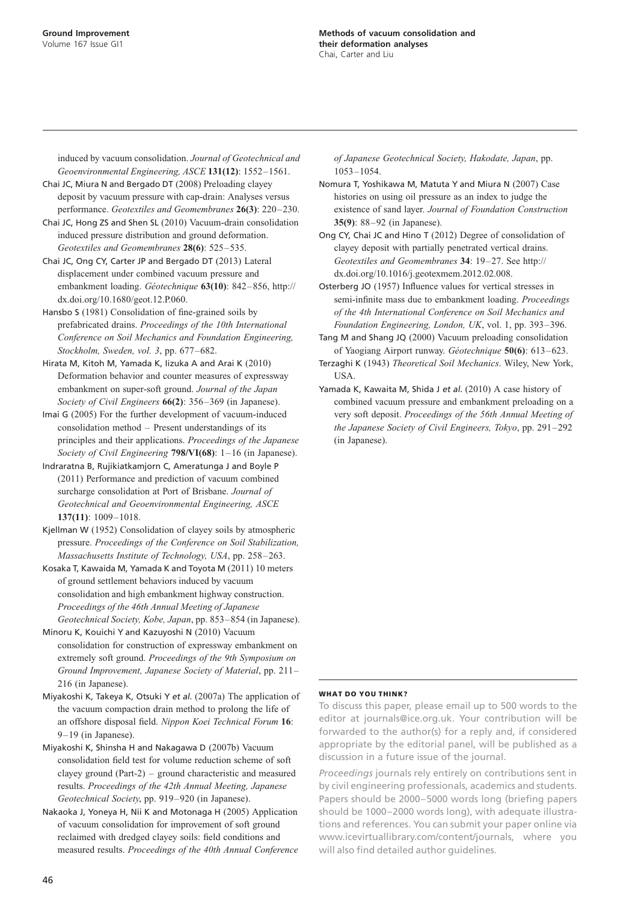induced by vacuum consolidation. *Journal of Geotechnical and Geoenvironmental Engineering, ASCE* **131(12)**: 1552–1561.

Chai JC, Miura N and Bergado DT (2008) Preloading clayey deposit by vacuum pressure with cap-drain: Analyses versus performance. *Geotextiles and Geomembranes* **26(3)**: 220–230.

Chai JC, Hong ZS and Shen SL (2010) Vacuum-drain consolidation induced pressure distribution and ground deformation. *Geotextiles and Geomembranes* **28(6)**: 525–535.

Chai JC, Ong CY, Carter JP and Bergado DT (2013) Lateral displacement under combined vacuum pressure and embankment loading. *Géotechnique* **63(10)**: 842–856, http://dx.doi.org/10.1680/geot.12.P.060.

Hansbo S (1981) Consolidation of fine-grained soils by prefabricated drains. *Proceedings of the 10th International Conference on Soil Mechanics and Foundation Engineering, Stockholm, Sweden, vol. 3*, pp. 677–682.

Hirata M, Kitoh M, Yamada K, Iizuka A and Arai K (2010) Deformation behavior and counter measures of expressway embankment on super-soft ground. *Journal of the Japan Society of Civil Engineers* **66(2)**: 356–369 (in Japanese).

Imai G (2005) For the further development of vacuum-induced consolidation method – Present understandings of its principles and their applications. *Proceedings of the Japanese Society of Civil Engineering* **798/VI(68)**: 1–16 (in Japanese).

Indraratna B, Rujikiatkamjorn C, Ameratunga J and Boyle P (2011) Performance and prediction of vacuum combined surcharge consolidation at Port of Brisbane. *Journal of Geotechnical and Geoenvironmental Engineering, ASCE* **137(11)**: 1009–1018.

Kjellman W (1952) Consolidation of clayey soils by atmospheric pressure. *Proceedings of the Conference on Soil Stabilization, Massachusetts Institute of Technology, USA*, pp. 258–263.

Kosaka T, Kawaida M, Yamada K and Toyota M (2011) 10 meters of ground settlement behaviors induced by vacuum consolidation and high embankment highway construction. *Proceedings of the 46th Annual Meeting of Japanese Geotechnical Society, Kobe, Japan*, pp. 853–854 (in Japanese).

Minoru K, Kouichi Y and Kazuyoshi N (2010) Vacuum consolidation for construction of expressway embankment on extremely soft ground. *Proceedings of the 9th Symposium on Ground Improvement, Japanese Society of Material*, pp. 211–216 (in Japanese).

Miyakoshi K, Takeya K, Otsuki Y *et al.* (2007a) The application of the vacuum compaction drain method to prolong the life of an offshore disposal field. *Nippon Koei Technical Forum* **16**: 9–19 (in Japanese).

Miyakoshi K, Shinsha H and Nakagawa D (2007b) Vacuum consolidation field test for volume reduction scheme of soft clayey ground (Part-2) – ground characteristic and measured results. *Proceedings of the 42th Annual Meeting, Japanese Geotechnical Society*, pp. 919–920 (in Japanese).

Nakaoka J, Yoneya H, Nii K and Motonaga H (2005) Application of vacuum consolidation for improvement of soft ground reclaimed with dredged clayey soils: field conditions and measured results. *Proceedings of the 40th Annual Conference of Japanese Geotechnical Society, Hakodate, Japan*, pp. 1053–1054.

Nomura T, Yoshikawa M, Matuta Y and Miura N (2007) Case histories on using oil pressure as an index to judge the existence of sand layer. *Journal of Foundation Construction* **35(9)**: 88–92 (in Japanese).

Ong CY, Chai JC and Hino T (2012) Degree of consolidation of clayey deposit with partially penetrated vertical drains. *Geotextiles and Geomembranes* **34**: 19–27. See http://dx.doi.org/10.1016/j.geotexmem.2012.02.008.

Osterberg JO (1957) Influence values for vertical stresses in semi-infinite mass due to embankment loading. *Proceedings of the 4th International Conference on Soil Mechanics and Foundation Engineering, London, UK*, vol. 1, pp. 393–396.

Tang M and Shang JQ (2000) Vacuum preloading consolidation of Yaogiang Airport runway. *Géotechnique* **50(6)**: 613–623.

Terzaghi K (1943) *Theoretical Soil Mechanics*. Wiley, New York, USA.

Yamada K, Kawaita M, Shida J *et al.* (2010) A case history of combined vacuum pressure and embankment preloading on a very soft deposit. *Proceedings of the 56th Annual Meeting of the Japanese Society of Civil Engineers, Tokyo*, pp. 291–292 (in Japanese).

#### WHAT DO YOU THINK?

To discuss this paper, please email up to 500 words to the editor at journals@ice.org.uk. Your contribution will be forwarded to the author(s) for a reply and, if considered appropriate by the editorial panel, will be published as a discussion in a future issue of the journal.

*Proceedings* journals rely entirely on contributions sent in by civil engineering professionals, academics and students. Papers should be 2000–5000 words long (briefing papers should be 1000–2000 words long), with adequate illustrations and references. You can submit your paper online via www.icevirtuallibrary.com/content/journals, where you will also find detailed author guidelines.